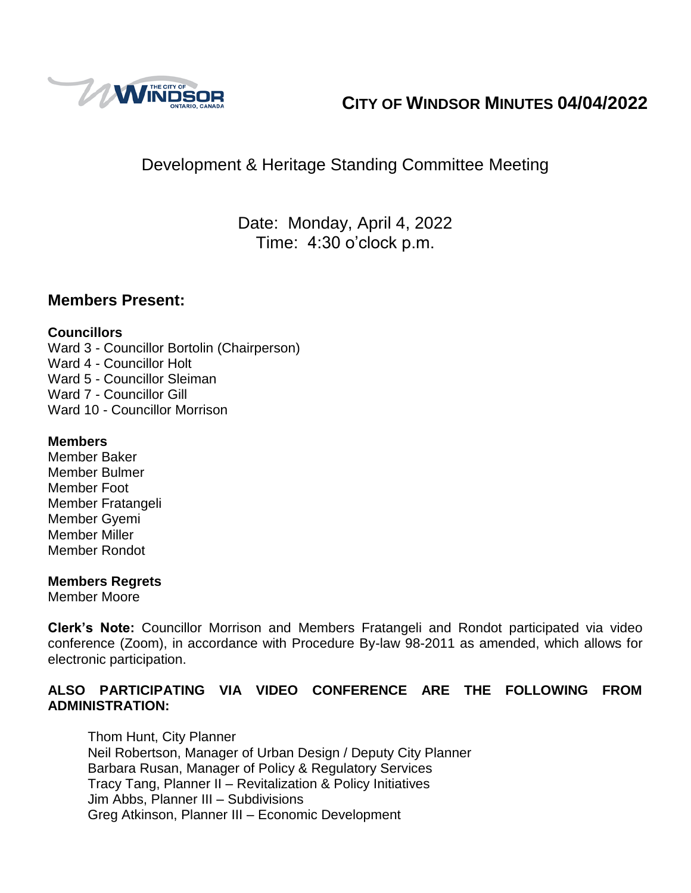# CITY OF WINDSOR MINUTES 04/04/2022

## Development & Heritage Standing Committee Meeting

Date: Monday, April 4, 2022
Time: 4:30 o'clock p.m.

## Members Present:

**Councillors**
Ward 3 - Councillor Bortolin (Chairperson)
Ward 4 - Councillor Holt
Ward 5 - Councillor Sleiman
Ward 7 - Councillor Gill
Ward 10 - Councillor Morrison

**Members**
Member Baker
Member Bulmer
Member Foot
Member Fratangeli
Member Gyemi
Member Miller
Member Rondot

**Members Regrets**
Member Moore

**Clerk's Note:** Councillor Morrison and Members Fratangeli and Rondot participated via video conference (Zoom), in accordance with Procedure By-law 98-2011 as amended, which allows for electronic participation.

**ALSO PARTICIPATING VIA VIDEO CONFERENCE ARE THE FOLLOWING FROM ADMINISTRATION:**

Thom Hunt, City Planner
Neil Robertson, Manager of Urban Design / Deputy City Planner
Barbara Rusan, Manager of Policy & Regulatory Services
Tracy Tang, Planner II – Revitalization & Policy Initiatives
Jim Abbs, Planner III – Subdivisions
Greg Atkinson, Planner III – Economic Development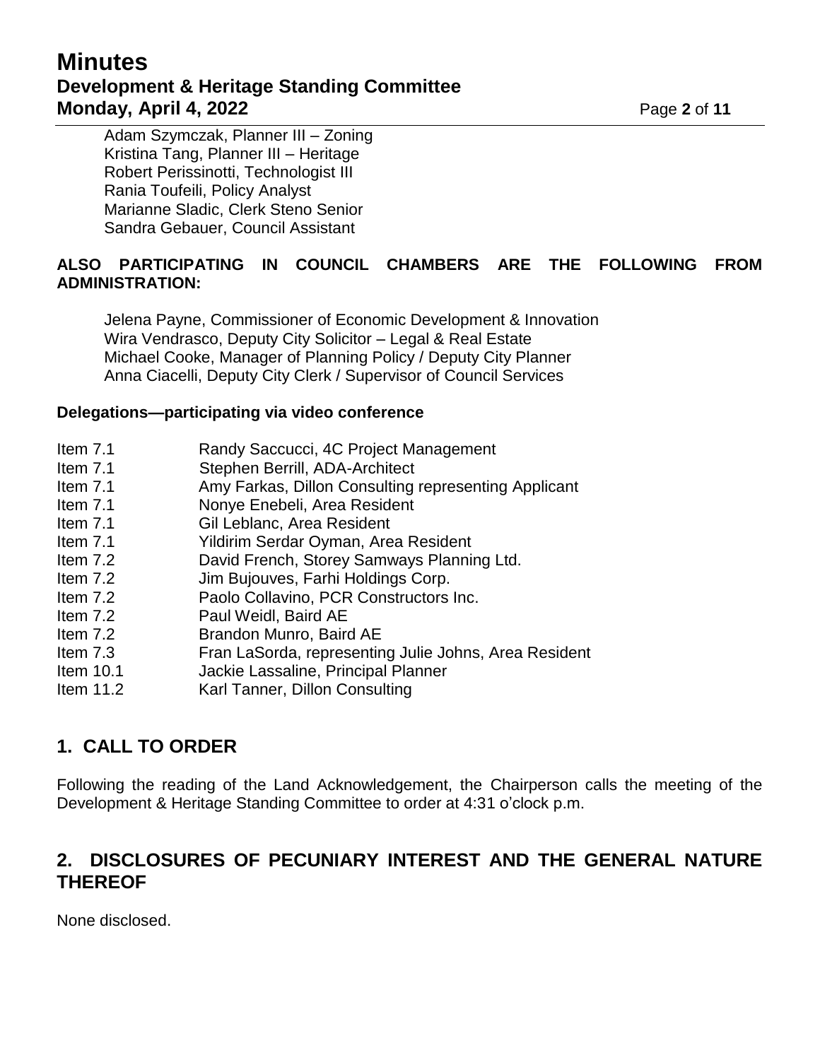Adam Szymczak, Planner III – Zoning
Kristina Tang, Planner III – Heritage
Robert Perissinotti, Technologist III
Rania Toufeili, Policy Analyst
Marianne Sladic, Clerk Steno Senior
Sandra Gebauer, Council Assistant

**ALSO PARTICIPATING IN COUNCIL CHAMBERS ARE THE FOLLOWING FROM ADMINISTRATION:**

Jelena Payne, Commissioner of Economic Development & Innovation
Wira Vendrasco, Deputy City Solicitor – Legal & Real Estate
Michael Cooke, Manager of Planning Policy / Deputy City Planner
Anna Ciacelli, Deputy City Clerk / Supervisor of Council Services

**Delegations—participating via video conference**

| | |
|---|---|
| Item 7.1 | Randy Saccucci, 4C Project Management |
| Item 7.1 | Stephen Berrill, ADA-Architect |
| Item 7.1 | Amy Farkas, Dillon Consulting representing Applicant |
| Item 7.1 | Nonye Enebeli, Area Resident |
| Item 7.1 | Gil Leblanc, Area Resident |
| Item 7.1 | Yildirim Serdar Oyman, Area Resident |
| Item 7.2 | David French, Storey Samways Planning Ltd. |
| Item 7.2 | Jim Bujouves, Farhi Holdings Corp. |
| Item 7.2 | Paolo Collavino, PCR Constructors Inc. |
| Item 7.2 | Paul Weidl, Baird AE |
| Item 7.2 | Brandon Munro, Baird AE |
| Item 7.3 | Fran LaSorda, representing Julie Johns, Area Resident |
| Item 10.1 | Jackie Lassaline, Principal Planner |
| Item 11.2 | Karl Tanner, Dillon Consulting |

## 1. CALL TO ORDER

Following the reading of the Land Acknowledgement, the Chairperson calls the meeting of the Development & Heritage Standing Committee to order at 4:31 o'clock p.m.

## 2. DISCLOSURES OF PECUNIARY INTEREST AND THE GENERAL NATURE THEREOF

None disclosed.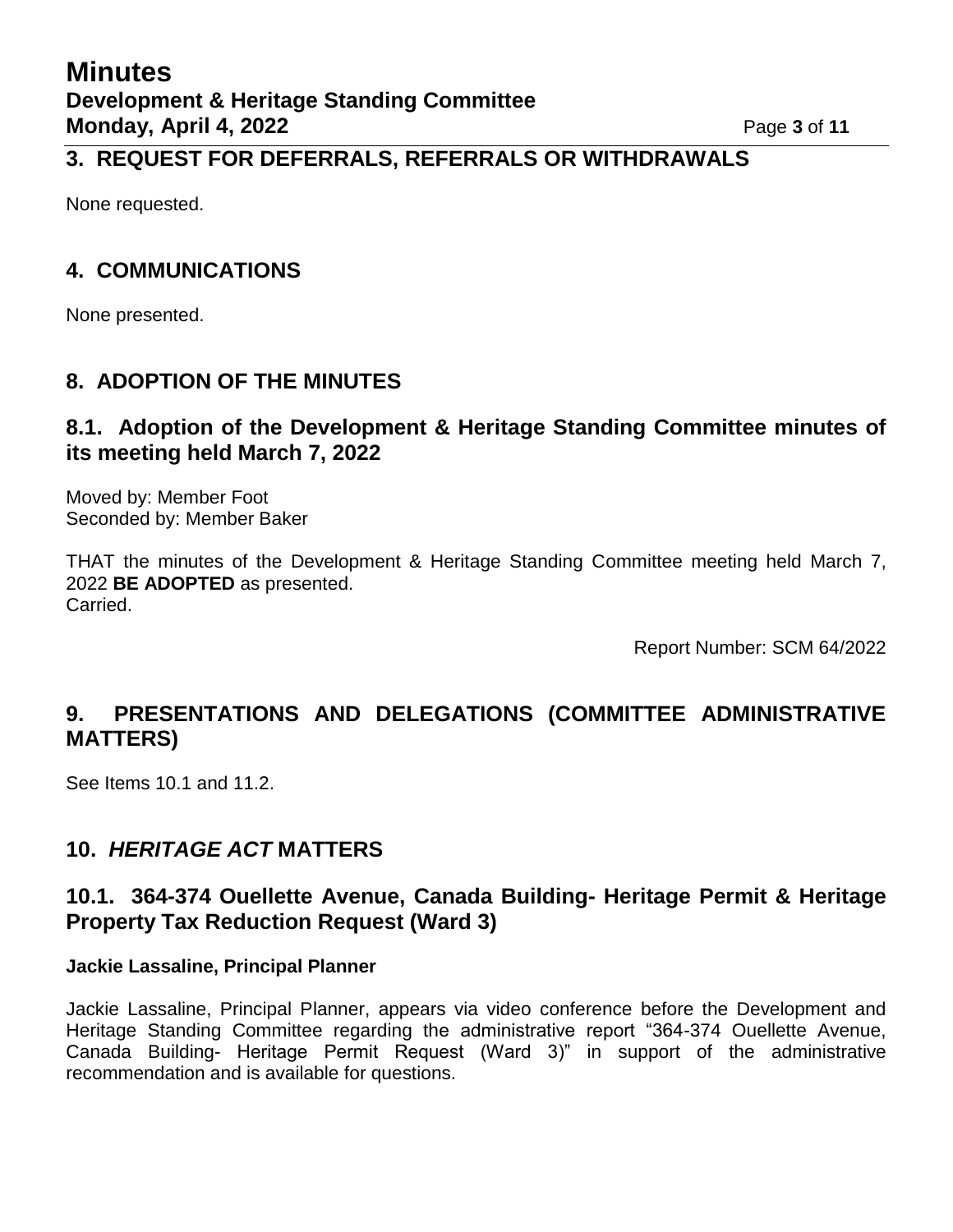## 3. REQUEST FOR DEFERRALS, REFERRALS OR WITHDRAWALS

None requested.

## 4. COMMUNICATIONS

None presented.

## 8. ADOPTION OF THE MINUTES

### 8.1. Adoption of the Development & Heritage Standing Committee minutes of its meeting held March 7, 2022

Moved by: Member Foot
Seconded by: Member Baker

THAT the minutes of the Development & Heritage Standing Committee meeting held March 7, 2022 **BE ADOPTED** as presented.
Carried.

Report Number: SCM 64/2022

## 9. PRESENTATIONS AND DELEGATIONS (COMMITTEE ADMINISTRATIVE MATTERS)

See Items 10.1 and 11.2.

## 10. *HERITAGE ACT* MATTERS

### 10.1. 364-374 Ouellette Avenue, Canada Building- Heritage Permit & Heritage Property Tax Reduction Request (Ward 3)

**Jackie Lassaline, Principal Planner**

Jackie Lassaline, Principal Planner, appears via video conference before the Development and Heritage Standing Committee regarding the administrative report "364-374 Ouellette Avenue, Canada Building- Heritage Permit Request (Ward 3)" in support of the administrative recommendation and is available for questions.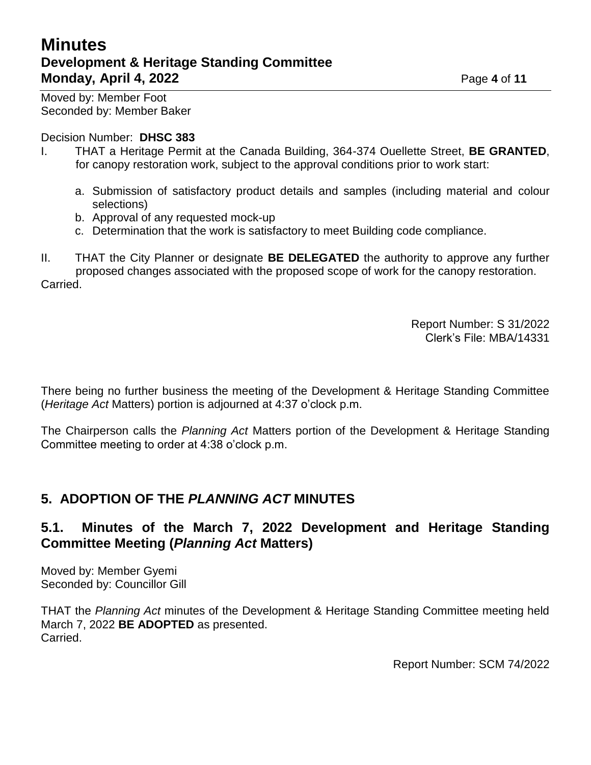Moved by: Member Foot
Seconded by: Member Baker

Decision Number: **DHSC 383**

I. THAT a Heritage Permit at the Canada Building, 364-374 Ouellette Street, **BE GRANTED**, for canopy restoration work, subject to the approval conditions prior to work start:

   a. Submission of satisfactory product details and samples (including material and colour selections)
   b. Approval of any requested mock-up
   c. Determination that the work is satisfactory to meet Building code compliance.

II. THAT the City Planner or designate **BE DELEGATED** the authority to approve any further proposed changes associated with the proposed scope of work for the canopy restoration.

Carried.

Report Number: S 31/2022
Clerk's File: MBA/14331

There being no further business the meeting of the Development & Heritage Standing Committee (*Heritage Act* Matters) portion is adjourned at 4:37 o'clock p.m.

The Chairperson calls the *Planning Act* Matters portion of the Development & Heritage Standing Committee meeting to order at 4:38 o'clock p.m.

## 5. ADOPTION OF THE *PLANNING ACT* MINUTES

### 5.1. Minutes of the March 7, 2022 Development and Heritage Standing Committee Meeting (*Planning Act* Matters)

Moved by: Member Gyemi
Seconded by: Councillor Gill

THAT the *Planning Act* minutes of the Development & Heritage Standing Committee meeting held March 7, 2022 **BE ADOPTED** as presented.
Carried.

Report Number: SCM 74/2022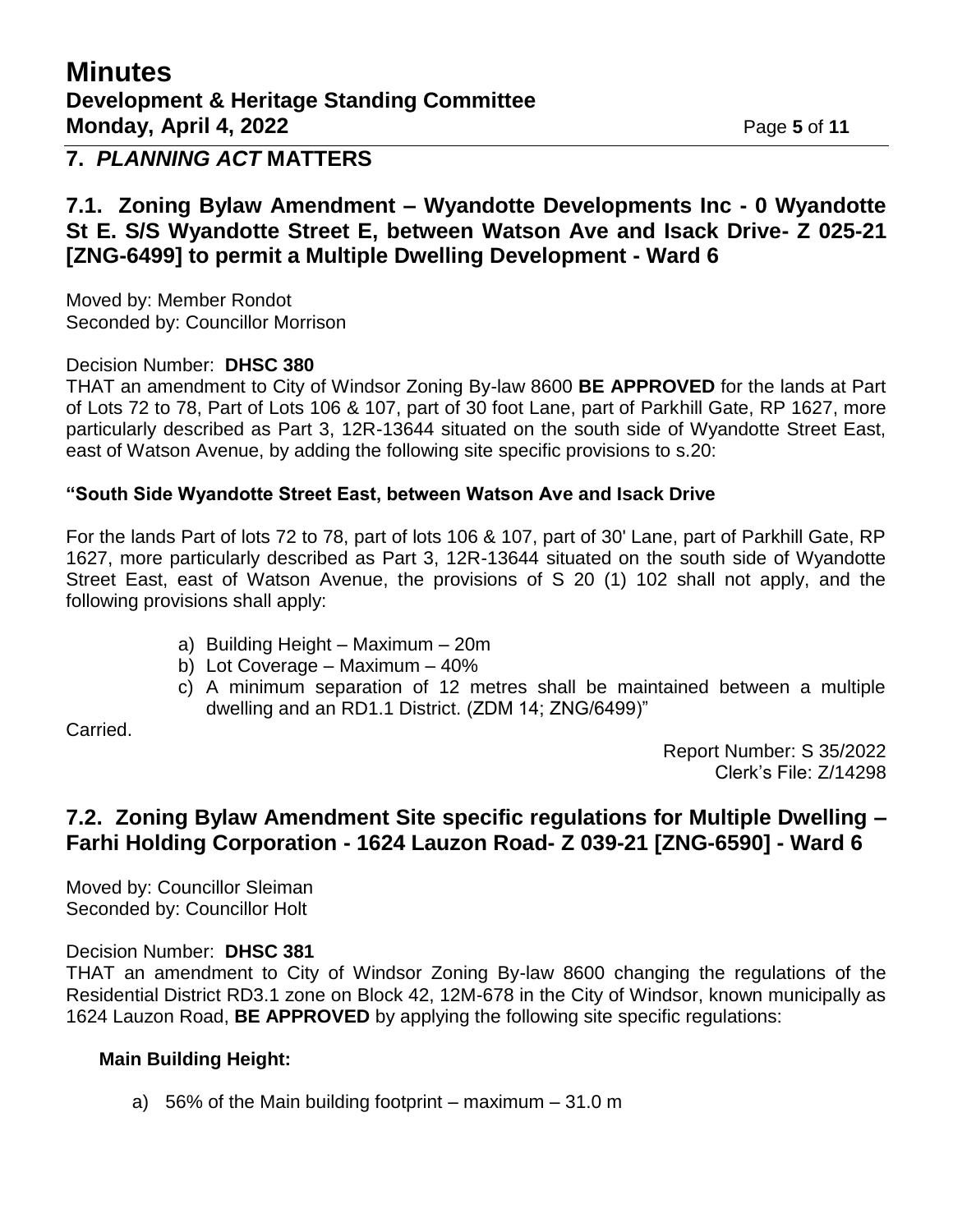## 7. *PLANNING ACT* MATTERS

### 7.1. Zoning Bylaw Amendment – Wyandotte Developments Inc - 0 Wyandotte St E. S/S Wyandotte Street E, between Watson Ave and Isack Drive- Z 025-21 [ZNG-6499] to permit a Multiple Dwelling Development - Ward 6

Moved by: Member Rondot
Seconded by: Councillor Morrison

Decision Number: **DHSC 380**
THAT an amendment to City of Windsor Zoning By-law 8600 **BE APPROVED** for the lands at Part of Lots 72 to 78, Part of Lots 106 & 107, part of 30 foot Lane, part of Parkhill Gate, RP 1627, more particularly described as Part 3, 12R-13644 situated on the south side of Wyandotte Street East, east of Watson Avenue, by adding the following site specific provisions to s.20:

**"South Side Wyandotte Street East, between Watson Ave and Isack Drive**

For the lands Part of lots 72 to 78, part of lots 106 & 107, part of 30' Lane, part of Parkhill Gate, RP 1627, more particularly described as Part 3, 12R-13644 situated on the south side of Wyandotte Street East, east of Watson Avenue, the provisions of S 20 (1) 102 shall not apply, and the following provisions shall apply:

a) Building Height – Maximum – 20m
b) Lot Coverage – Maximum – 40%
c) A minimum separation of 12 metres shall be maintained between a multiple dwelling and an RD1.1 District. (ZDM 14; ZNG/6499)"

Carried.

Report Number: S 35/2022
Clerk's File: Z/14298

### 7.2. Zoning Bylaw Amendment Site specific regulations for Multiple Dwelling – Farhi Holding Corporation - 1624 Lauzon Road- Z 039-21 [ZNG-6590] - Ward 6

Moved by: Councillor Sleiman
Seconded by: Councillor Holt

Decision Number: **DHSC 381**
THAT an amendment to City of Windsor Zoning By-law 8600 changing the regulations of the Residential District RD3.1 zone on Block 42, 12M-678 in the City of Windsor, known municipally as 1624 Lauzon Road, **BE APPROVED** by applying the following site specific regulations:

**Main Building Height:**

a) 56% of the Main building footprint – maximum – 31.0 m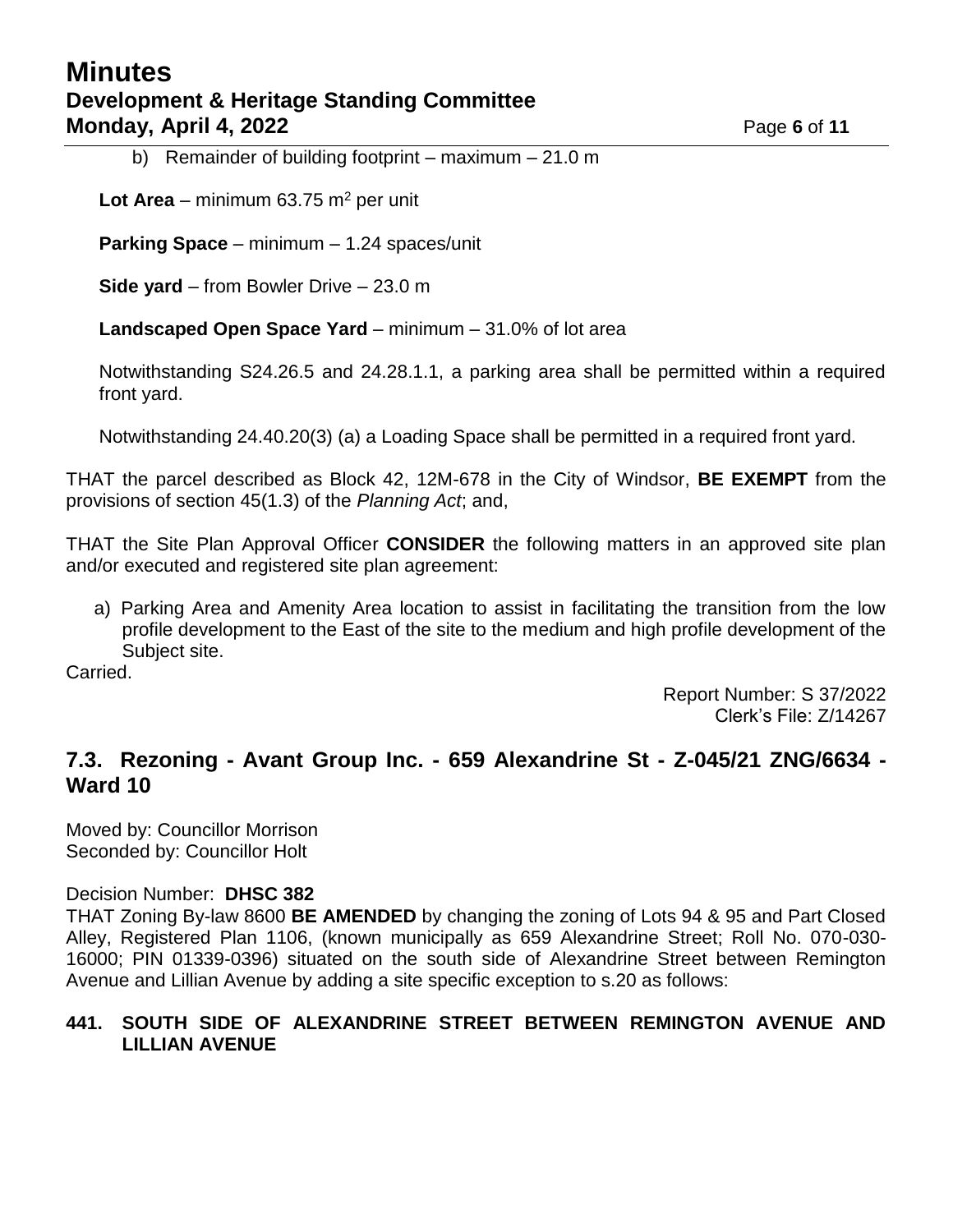b) Remainder of building footprint – maximum – 21.0 m

**Lot Area** – minimum 63.75 $m^2$ per unit

**Parking Space** – minimum – 1.24 spaces/unit

**Side yard** – from Bowler Drive – 23.0 m

**Landscaped Open Space Yard** – minimum – 31.0% of lot area

Notwithstanding S24.26.5 and 24.28.1.1, a parking area shall be permitted within a required front yard.

Notwithstanding 24.40.20(3) (a) a Loading Space shall be permitted in a required front yard.

THAT the parcel described as Block 42, 12M-678 in the City of Windsor, **BE EXEMPT** from the provisions of section 45(1.3) of the *Planning Act*; and,

THAT the Site Plan Approval Officer **CONSIDER** the following matters in an approved site plan and/or executed and registered site plan agreement:

a) Parking Area and Amenity Area location to assist in facilitating the transition from the low profile development to the East of the site to the medium and high profile development of the Subject site.

Carried.

Report Number: S 37/2022
Clerk's File: Z/14267

## 7.3. Rezoning - Avant Group Inc. - 659 Alexandrine St - Z-045/21 ZNG/6634 - Ward 10

Moved by: Councillor Morrison
Seconded by: Councillor Holt

Decision Number: **DHSC 382**
THAT Zoning By-law 8600 **BE AMENDED** by changing the zoning of Lots 94 & 95 and Part Closed Alley, Registered Plan 1106, (known municipally as 659 Alexandrine Street; Roll No. 070-030-16000; PIN 01339-0396) situated on the south side of Alexandrine Street between Remington Avenue and Lillian Avenue by adding a site specific exception to s.20 as follows:

**441. SOUTH SIDE OF ALEXANDRINE STREET BETWEEN REMINGTON AVENUE AND LILLIAN AVENUE**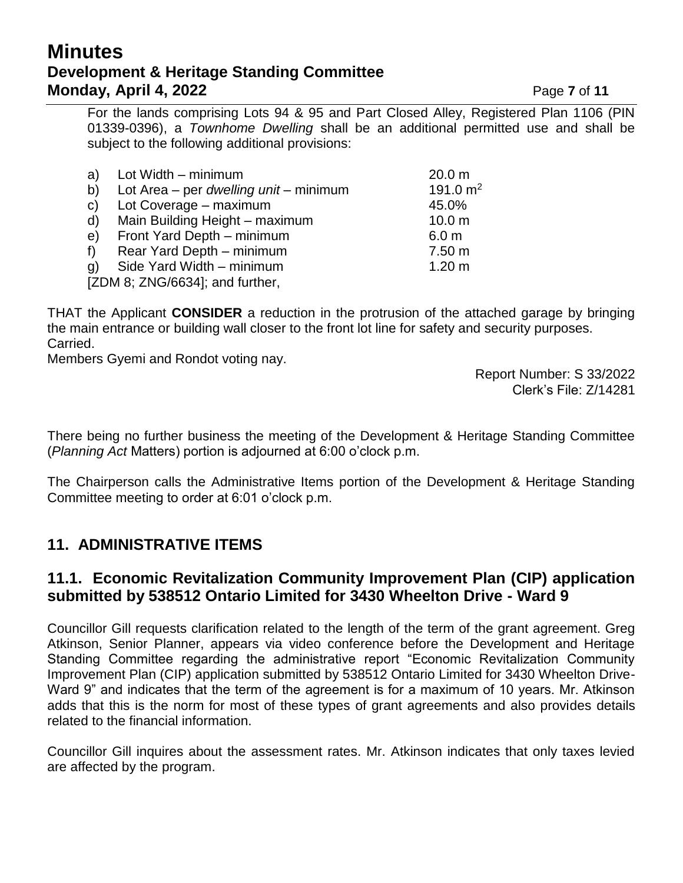For the lands comprising Lots 94 & 95 and Part Closed Alley, Registered Plan 1106 (PIN 01339-0396), a *Townhome Dwelling* shall be an additional permitted use and shall be subject to the following additional provisions:

a) Lot Width – minimum 20.0 m
b) Lot Area – per *dwelling unit* – minimum 191.0 $m^2$
c) Lot Coverage – maximum 45.0%
d) Main Building Height – maximum 10.0 m
e) Front Yard Depth – minimum 6.0 m
f) Rear Yard Depth – minimum 7.50 m
g) Side Yard Width – minimum 1.20 m

[ZDM 8; ZNG/6634]; and further,

THAT the Applicant **CONSIDER** a reduction in the protrusion of the attached garage by bringing the main entrance or building wall closer to the front lot line for safety and security purposes.
Carried.
Members Gyemi and Rondot voting nay.

Report Number: S 33/2022
Clerk's File: Z/14281

There being no further business the meeting of the Development & Heritage Standing Committee (*Planning Act* Matters) portion is adjourned at 6:00 o'clock p.m.

The Chairperson calls the Administrative Items portion of the Development & Heritage Standing Committee meeting to order at 6:01 o'clock p.m.

## 11. ADMINISTRATIVE ITEMS

### 11.1. Economic Revitalization Community Improvement Plan (CIP) application submitted by 538512 Ontario Limited for 3430 Wheelton Drive - Ward 9

Councillor Gill requests clarification related to the length of the term of the grant agreement. Greg Atkinson, Senior Planner, appears via video conference before the Development and Heritage Standing Committee regarding the administrative report "Economic Revitalization Community Improvement Plan (CIP) application submitted by 538512 Ontario Limited for 3430 Wheelton Drive-Ward 9" and indicates that the term of the agreement is for a maximum of 10 years. Mr. Atkinson adds that this is the norm for most of these types of grant agreements and also provides details related to the financial information.

Councillor Gill inquires about the assessment rates. Mr. Atkinson indicates that only taxes levied are affected by the program.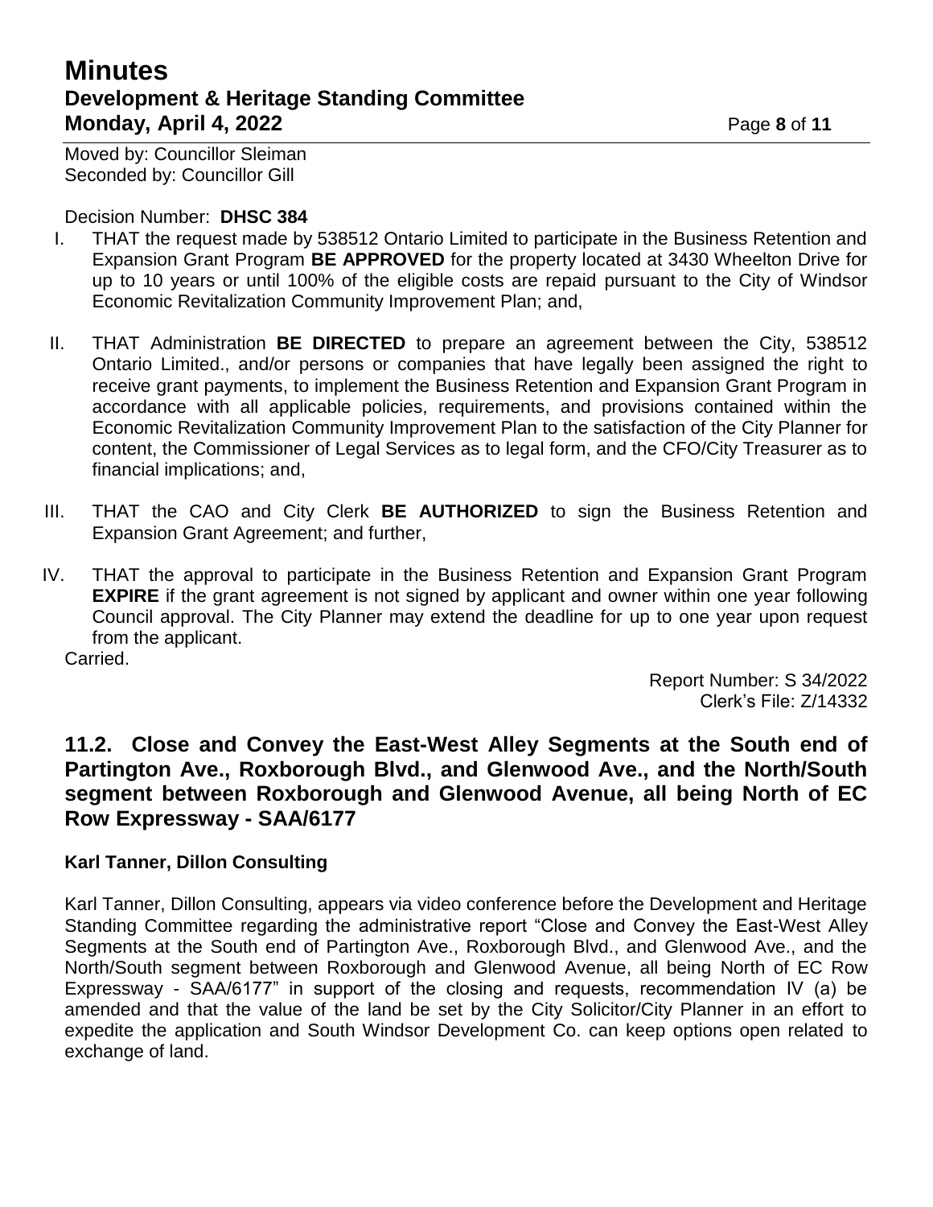Moved by: Councillor Sleiman
Seconded by: Councillor Gill

Decision Number: **DHSC 384**

I. THAT the request made by 538512 Ontario Limited to participate in the Business Retention and Expansion Grant Program **BE APPROVED** for the property located at 3430 Wheelton Drive for up to 10 years or until 100% of the eligible costs are repaid pursuant to the City of Windsor Economic Revitalization Community Improvement Plan; and,

II. THAT Administration **BE DIRECTED** to prepare an agreement between the City, 538512 Ontario Limited., and/or persons or companies that have legally been assigned the right to receive grant payments, to implement the Business Retention and Expansion Grant Program in accordance with all applicable policies, requirements, and provisions contained within the Economic Revitalization Community Improvement Plan to the satisfaction of the City Planner for content, the Commissioner of Legal Services as to legal form, and the CFO/City Treasurer as to financial implications; and,

III. THAT the CAO and City Clerk **BE AUTHORIZED** to sign the Business Retention and Expansion Grant Agreement; and further,

IV. THAT the approval to participate in the Business Retention and Expansion Grant Program **EXPIRE** if the grant agreement is not signed by applicant and owner within one year following Council approval. The City Planner may extend the deadline for up to one year upon request from the applicant.

Carried.

Report Number: S 34/2022
Clerk's File: Z/14332

## 11.2. Close and Convey the East-West Alley Segments at the South end of Partington Ave., Roxborough Blvd., and Glenwood Ave., and the North/South segment between Roxborough and Glenwood Avenue, all being North of EC Row Expressway - SAA/6177

**Karl Tanner, Dillon Consulting**

Karl Tanner, Dillon Consulting, appears via video conference before the Development and Heritage Standing Committee regarding the administrative report "Close and Convey the East-West Alley Segments at the South end of Partington Ave., Roxborough Blvd., and Glenwood Ave., and the North/South segment between Roxborough and Glenwood Avenue, all being North of EC Row Expressway - SAA/6177" in support of the closing and requests, recommendation IV (a) be amended and that the value of the land be set by the City Solicitor/City Planner in an effort to expedite the application and South Windsor Development Co. can keep options open related to exchange of land.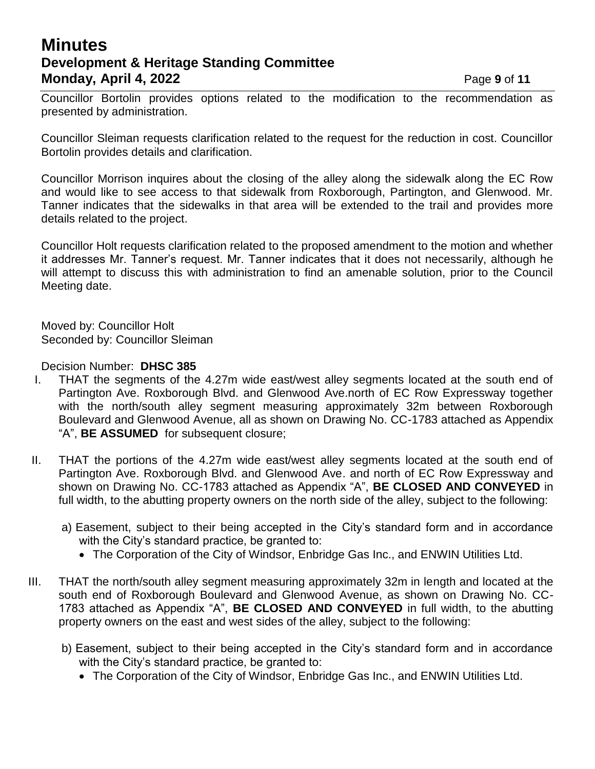Councillor Bortolin provides options related to the modification to the recommendation as presented by administration.

Councillor Sleiman requests clarification related to the request for the reduction in cost. Councillor Bortolin provides details and clarification.

Councillor Morrison inquires about the closing of the alley along the sidewalk along the EC Row and would like to see access to that sidewalk from Roxborough, Partington, and Glenwood. Mr. Tanner indicates that the sidewalks in that area will be extended to the trail and provides more details related to the project.

Councillor Holt requests clarification related to the proposed amendment to the motion and whether it addresses Mr. Tanner's request. Mr. Tanner indicates that it does not necessarily, although he will attempt to discuss this with administration to find an amenable solution, prior to the Council Meeting date.

Moved by: Councillor Holt
Seconded by: Councillor Sleiman

Decision Number: **DHSC 385**

I. THAT the segments of the 4.27m wide east/west alley segments located at the south end of Partington Ave. Roxborough Blvd. and Glenwood Ave.north of EC Row Expressway together with the north/south alley segment measuring approximately 32m between Roxborough Boulevard and Glenwood Avenue, all as shown on Drawing No. CC-1783 attached as Appendix "A", **BE ASSUMED** for subsequent closure;

II. THAT the portions of the 4.27m wide east/west alley segments located at the south end of Partington Ave. Roxborough Blvd. and Glenwood Ave. and north of EC Row Expressway and shown on Drawing No. CC-1783 attached as Appendix "A", **BE CLOSED AND CONVEYED** in full width, to the abutting property owners on the north side of the alley, subject to the following:

   a) Easement, subject to their being accepted in the City's standard form and in accordance with the City's standard practice, be granted to:
      - The Corporation of the City of Windsor, Enbridge Gas Inc., and ENWIN Utilities Ltd.

III. THAT the north/south alley segment measuring approximately 32m in length and located at the south end of Roxborough Boulevard and Glenwood Avenue, as shown on Drawing No. CC-1783 attached as Appendix "A", **BE CLOSED AND CONVEYED** in full width, to the abutting property owners on the east and west sides of the alley, subject to the following:

   b) Easement, subject to their being accepted in the City's standard form and in accordance with the City's standard practice, be granted to:
      - The Corporation of the City of Windsor, Enbridge Gas Inc., and ENWIN Utilities Ltd.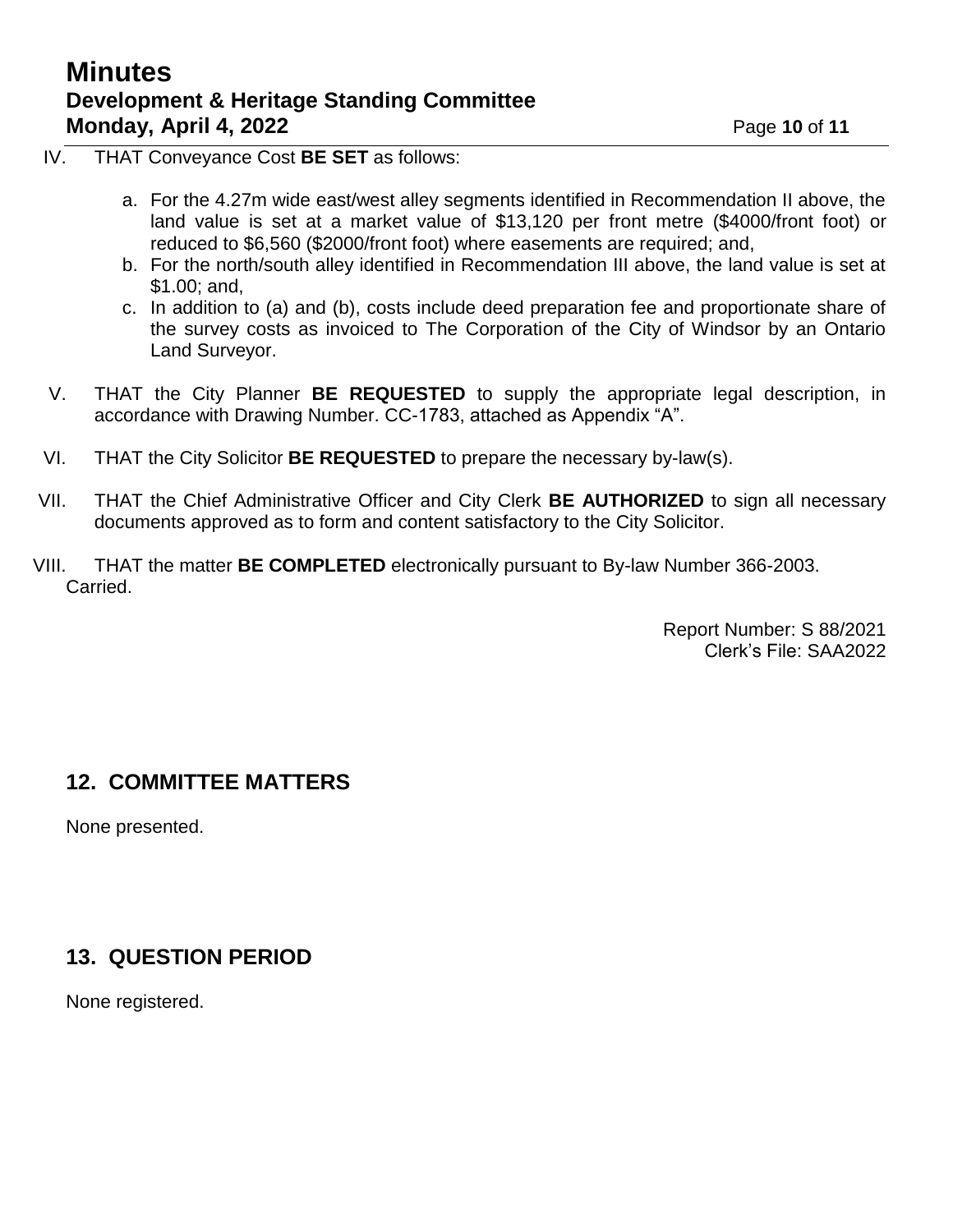IV. THAT Conveyance Cost **BE SET** as follows:

   a. For the 4.27m wide east/west alley segments identified in Recommendation II above, the land value is set at a market value of $13,120 per front metre ($4000/front foot) or reduced to $6,560 ($2000/front foot) where easements are required; and,
   b. For the north/south alley identified in Recommendation III above, the land value is set at $1.00; and,
   c. In addition to (a) and (b), costs include deed preparation fee and proportionate share of the survey costs as invoiced to The Corporation of the City of Windsor by an Ontario Land Surveyor.

V. THAT the City Planner **BE REQUESTED** to supply the appropriate legal description, in accordance with Drawing Number. CC-1783, attached as Appendix "A".

VI. THAT the City Solicitor **BE REQUESTED** to prepare the necessary by-law(s).

VII. THAT the Chief Administrative Officer and City Clerk **BE AUTHORIZED** to sign all necessary documents approved as to form and content satisfactory to the City Solicitor.

VIII. THAT the matter **BE COMPLETED** electronically pursuant to By-law Number 366-2003.

Carried.

Report Number: S 88/2021
Clerk's File: SAA2022

## 12. COMMITTEE MATTERS

None presented.

## 13. QUESTION PERIOD

None registered.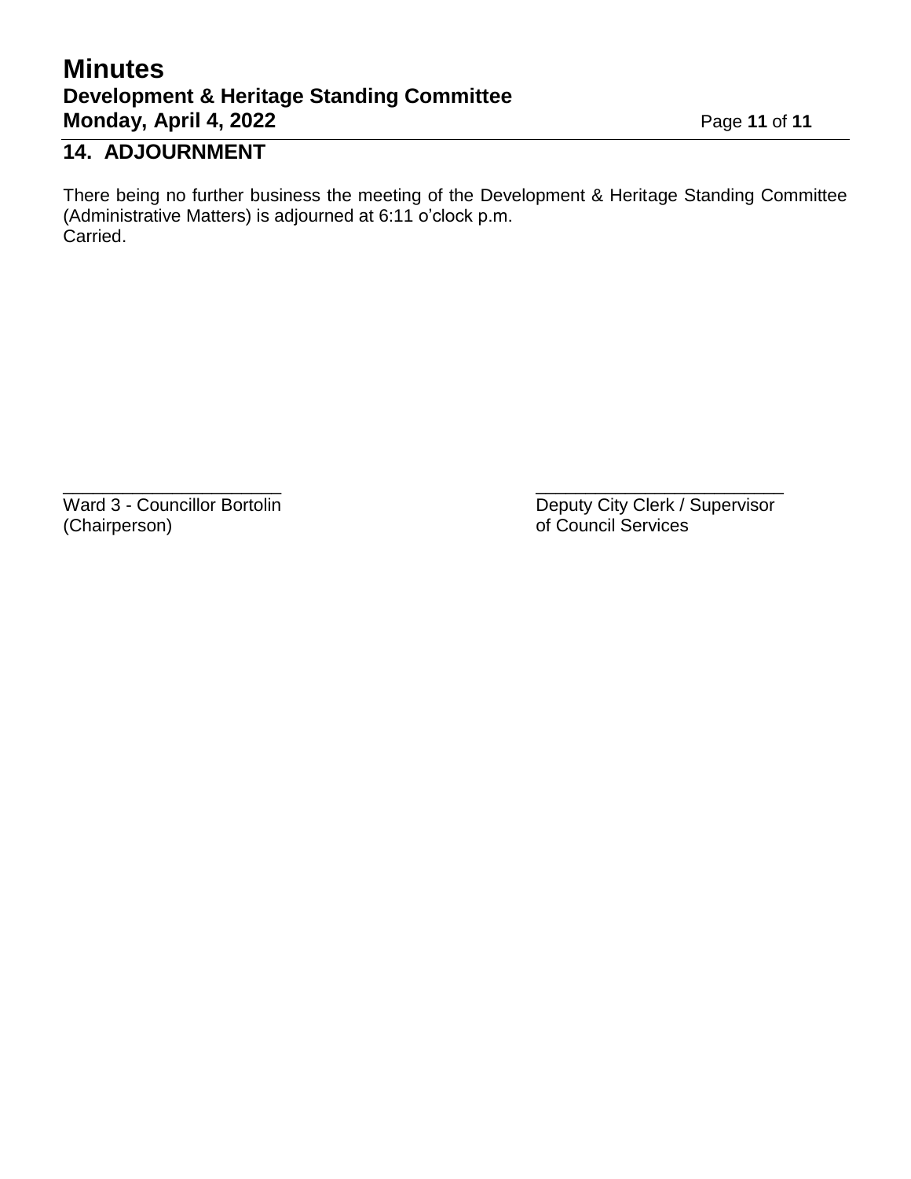## 14. ADJOURNMENT

There being no further business the meeting of the Development & Heritage Standing Committee (Administrative Matters) is adjourned at 6:11 o'clock p.m.
Carried.

\_\_\_\_\_\_\_\_\_\_\_\_\_\_\_\_\_\_\_\_\_\_
Ward 3 - Councillor Bortolin
(Chairperson)

\_\_\_\_\_\_\_\_\_\_\_\_\_\_\_\_\_\_\_\_\_\_\_\_\_
Deputy City Clerk / Supervisor
of Council Services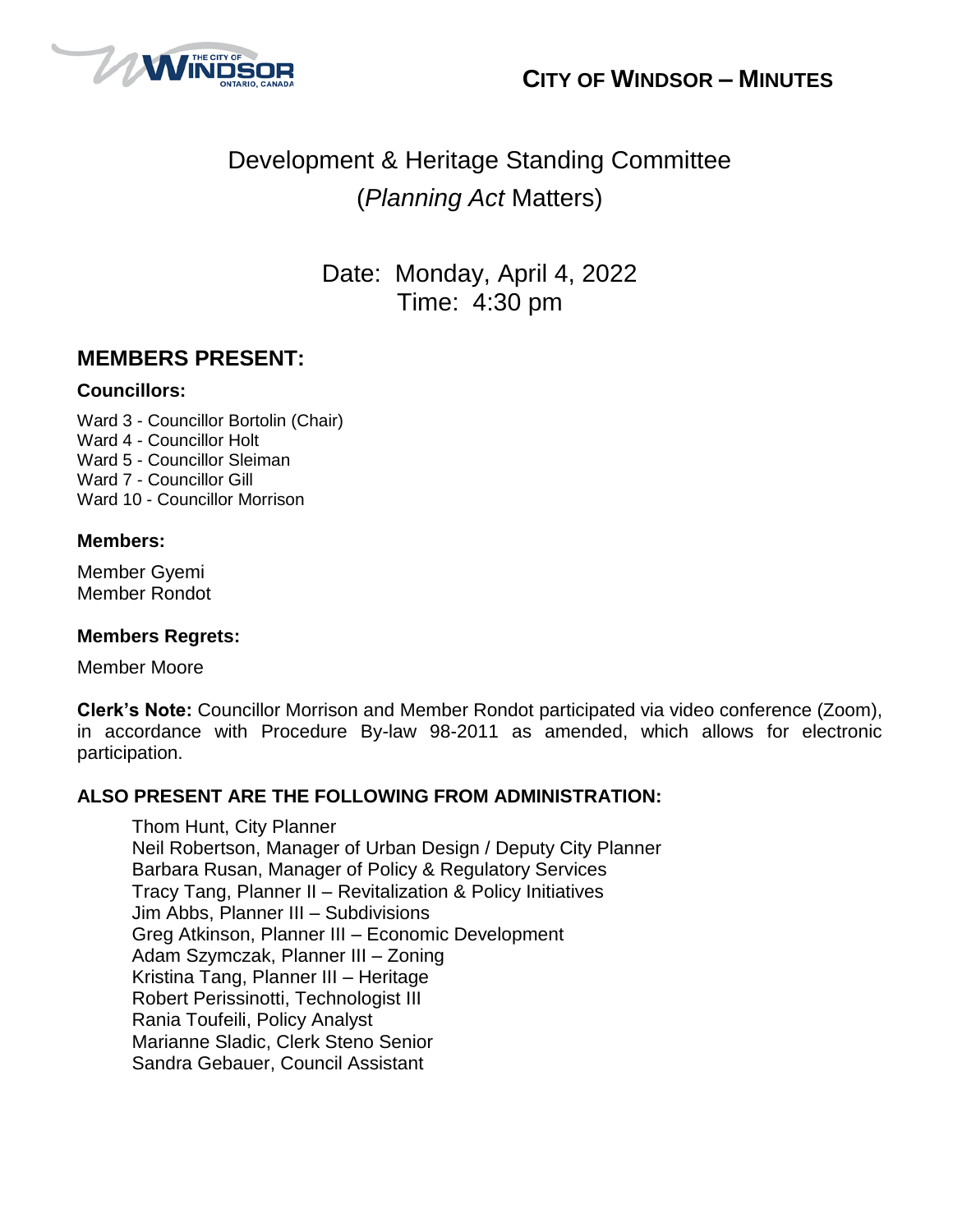**CITY OF WINDSOR – MINUTES**

# Development & Heritage Standing Committee
## (*Planning Act* Matters)

Date: Monday, April 4, 2022
Time: 4:30 pm

## MEMBERS PRESENT:

### Councillors:

Ward 3 - Councillor Bortolin (Chair)
Ward 4 - Councillor Holt
Ward 5 - Councillor Sleiman
Ward 7 - Councillor Gill
Ward 10 - Councillor Morrison

### Members:

Member Gyemi
Member Rondot

### Members Regrets:

Member Moore

**Clerk's Note:** Councillor Morrison and Member Rondot participated via video conference (Zoom), in accordance with Procedure By-law 98-2011 as amended, which allows for electronic participation.

### ALSO PRESENT ARE THE FOLLOWING FROM ADMINISTRATION:

Thom Hunt, City Planner
Neil Robertson, Manager of Urban Design / Deputy City Planner
Barbara Rusan, Manager of Policy & Regulatory Services
Tracy Tang, Planner II – Revitalization & Policy Initiatives
Jim Abbs, Planner III – Subdivisions
Greg Atkinson, Planner III – Economic Development
Adam Szymczak, Planner III – Zoning
Kristina Tang, Planner III – Heritage
Robert Perissinotti, Technologist III
Rania Toufeili, Policy Analyst
Marianne Sladic, Clerk Steno Senior
Sandra Gebauer, Council Assistant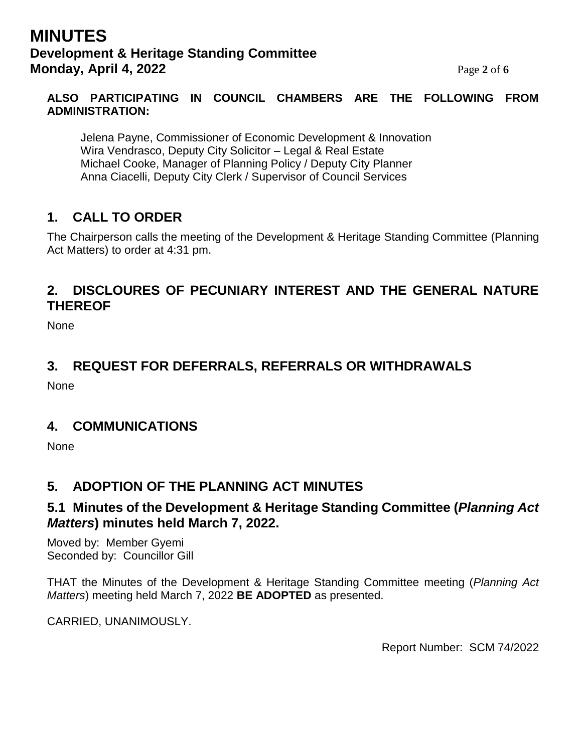**ALSO PARTICIPATING IN COUNCIL CHAMBERS ARE THE FOLLOWING FROM ADMINISTRATION:**

Jelena Payne, Commissioner of Economic Development & Innovation
Wira Vendrasco, Deputy City Solicitor – Legal & Real Estate
Michael Cooke, Manager of Planning Policy / Deputy City Planner
Anna Ciacelli, Deputy City Clerk / Supervisor of Council Services

## 1. CALL TO ORDER

The Chairperson calls the meeting of the Development & Heritage Standing Committee (Planning Act Matters) to order at 4:31 pm.

## 2. DISCLOURES OF PECUNIARY INTEREST AND THE GENERAL NATURE THEREOF

None

## 3. REQUEST FOR DEFERRALS, REFERRALS OR WITHDRAWALS

None

## 4. COMMUNICATIONS

None

## 5. ADOPTION OF THE PLANNING ACT MINUTES

### 5.1 Minutes of the Development & Heritage Standing Committee (*Planning Act Matters*) minutes held March 7, 2022.

Moved by: Member Gyemi
Seconded by: Councillor Gill

THAT the Minutes of the Development & Heritage Standing Committee meeting (*Planning Act Matters*) meeting held March 7, 2022 **BE ADOPTED** as presented.

CARRIED, UNANIMOUSLY.

Report Number: SCM 74/2022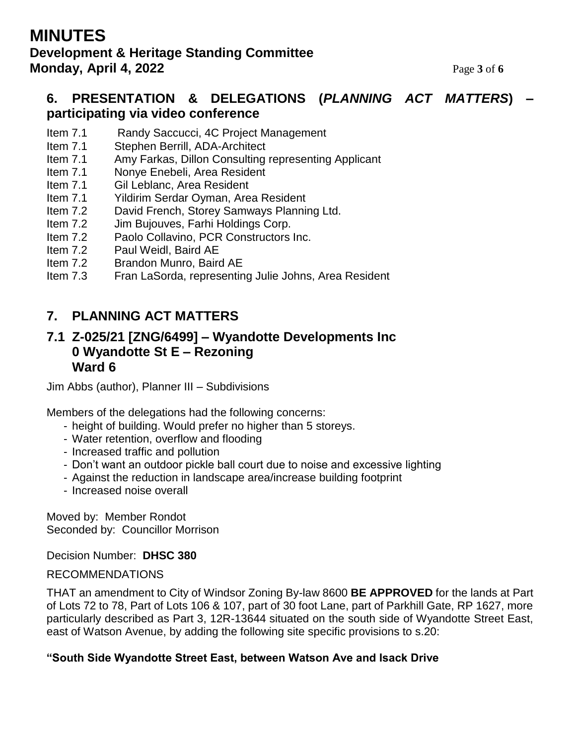## 6. PRESENTATION & DELEGATIONS (*PLANNING ACT MATTERS*) – participating via video conference

| | |
|---|---|
| Item 7.1 | Randy Saccucci, 4C Project Management |
| Item 7.1 | Stephen Berrill, ADA-Architect |
| Item 7.1 | Amy Farkas, Dillon Consulting representing Applicant |
| Item 7.1 | Nonye Enebeli, Area Resident |
| Item 7.1 | Gil Leblanc, Area Resident |
| Item 7.1 | Yildirim Serdar Oyman, Area Resident |
| Item 7.2 | David French, Storey Samways Planning Ltd. |
| Item 7.2 | Jim Bujouves, Farhi Holdings Corp. |
| Item 7.2 | Paolo Collavino, PCR Constructors Inc. |
| Item 7.2 | Paul Weidl, Baird AE |
| Item 7.2 | Brandon Munro, Baird AE |
| Item 7.3 | Fran LaSorda, representing Julie Johns, Area Resident |

## 7. PLANNING ACT MATTERS

### 7.1 Z-025/21 [ZNG/6499] – Wyandotte Developments Inc 0 Wyandotte St E – Rezoning Ward 6

Jim Abbs (author), Planner III – Subdivisions

Members of the delegations had the following concerns:

- height of building. Would prefer no higher than 5 storeys.
- Water retention, overflow and flooding
- Increased traffic and pollution
- Don't want an outdoor pickle ball court due to noise and excessive lighting
- Against the reduction in landscape area/increase building footprint
- Increased noise overall

Moved by: Member Rondot
Seconded by: Councillor Morrison

Decision Number: **DHSC 380**

RECOMMENDATIONS

THAT an amendment to City of Windsor Zoning By-law 8600 **BE APPROVED** for the lands at Part of Lots 72 to 78, Part of Lots 106 & 107, part of 30 foot Lane, part of Parkhill Gate, RP 1627, more particularly described as Part 3, 12R-13644 situated on the south side of Wyandotte Street East, east of Watson Avenue, by adding the following site specific provisions to s.20:

**"South Side Wyandotte Street East, between Watson Ave and Isack Drive**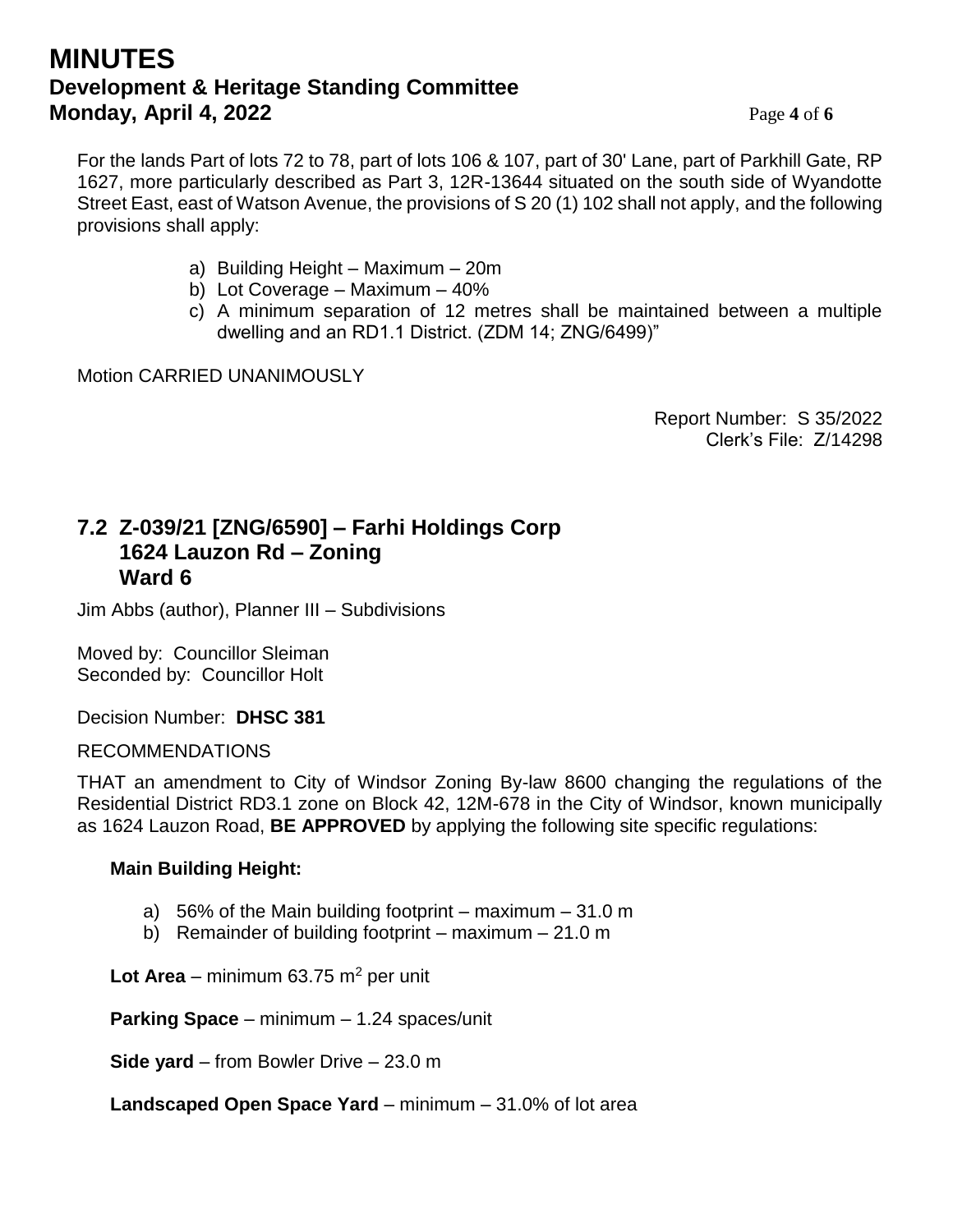For the lands Part of lots 72 to 78, part of lots 106 & 107, part of 30' Lane, part of Parkhill Gate, RP 1627, more particularly described as Part 3, 12R-13644 situated on the south side of Wyandotte Street East, east of Watson Avenue, the provisions of S 20 (1) 102 shall not apply, and the following provisions shall apply:

a) Building Height – Maximum – 20m
b) Lot Coverage – Maximum – 40%
c) A minimum separation of 12 metres shall be maintained between a multiple dwelling and an RD1.1 District. (ZDM 14; ZNG/6499)"

Motion CARRIED UNANIMOUSLY

Report Number: S 35/2022
Clerk's File: Z/14298

## 7.2 Z-039/21 [ZNG/6590] – Farhi Holdings Corp 1624 Lauzon Rd – Zoning Ward 6

Jim Abbs (author), Planner III – Subdivisions

Moved by: Councillor Sleiman
Seconded by: Councillor Holt

Decision Number: **DHSC 381**

RECOMMENDATIONS

THAT an amendment to City of Windsor Zoning By-law 8600 changing the regulations of the Residential District RD3.1 zone on Block 42, 12M-678 in the City of Windsor, known municipally as 1624 Lauzon Road, **BE APPROVED** by applying the following site specific regulations:

**Main Building Height:**

a) 56% of the Main building footprint – maximum – 31.0 m
b) Remainder of building footprint – maximum – 21.0 m

**Lot Area** – minimum 63.75 $m^2$ per unit

**Parking Space** – minimum – 1.24 spaces/unit

**Side yard** – from Bowler Drive – 23.0 m

**Landscaped Open Space Yard** – minimum – 31.0% of lot area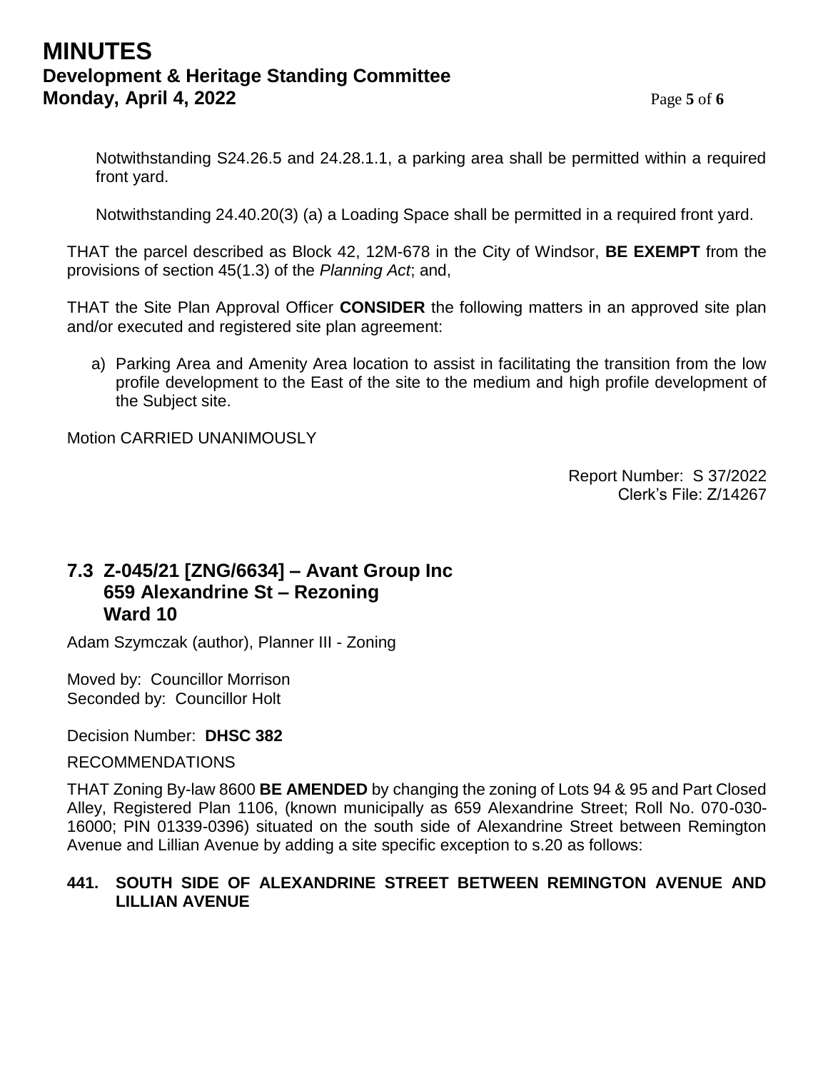Notwithstanding S24.26.5 and 24.28.1.1, a parking area shall be permitted within a required front yard.

Notwithstanding 24.40.20(3) (a) a Loading Space shall be permitted in a required front yard.

THAT the parcel described as Block 42, 12M-678 in the City of Windsor, **BE EXEMPT** from the provisions of section 45(1.3) of the *Planning Act*; and,

THAT the Site Plan Approval Officer **CONSIDER** the following matters in an approved site plan and/or executed and registered site plan agreement:

a) Parking Area and Amenity Area location to assist in facilitating the transition from the low profile development to the East of the site to the medium and high profile development of the Subject site.

Motion CARRIED UNANIMOUSLY

Report Number: S 37/2022
Clerk's File: Z/14267

## 7.3 Z-045/21 [ZNG/6634] – Avant Group Inc 659 Alexandrine St – Rezoning Ward 10

Adam Szymczak (author), Planner III - Zoning

Moved by: Councillor Morrison
Seconded by: Councillor Holt

Decision Number: **DHSC 382**

RECOMMENDATIONS

THAT Zoning By-law 8600 **BE AMENDED** by changing the zoning of Lots 94 & 95 and Part Closed Alley, Registered Plan 1106, (known municipally as 659 Alexandrine Street; Roll No. 070-030-16000; PIN 01339-0396) situated on the south side of Alexandrine Street between Remington Avenue and Lillian Avenue by adding a site specific exception to s.20 as follows:

**441. SOUTH SIDE OF ALEXANDRINE STREET BETWEEN REMINGTON AVENUE AND LILLIAN AVENUE**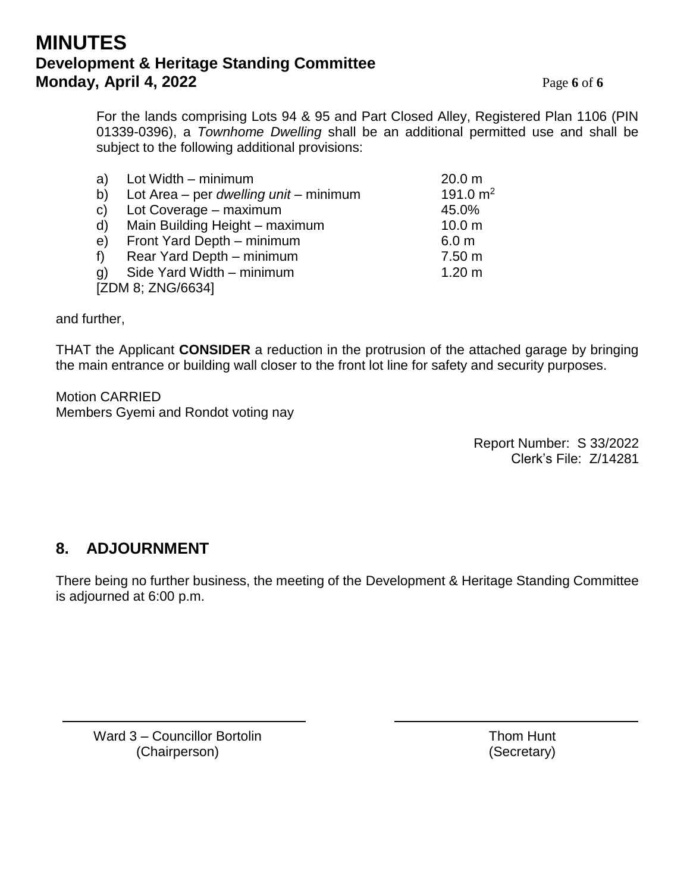For the lands comprising Lots 94 & 95 and Part Closed Alley, Registered Plan 1106 (PIN 01339-0396), a *Townhome Dwelling* shall be an additional permitted use and shall be subject to the following additional provisions:

| | | |
|---|---|---|
| a) | Lot Width – minimum | 20.0 m |
| b) | Lot Area – per *dwelling unit* – minimum | 191.0 m$^2$ |
| c) | Lot Coverage – maximum | 45.0% |
| d) | Main Building Height – maximum | 10.0 m |
| e) | Front Yard Depth – minimum | 6.0 m |
| f) | Rear Yard Depth – minimum | 7.50 m |
| g) | Side Yard Width – minimum | 1.20 m |

[ZDM 8; ZNG/6634]

and further,

THAT the Applicant **CONSIDER** a reduction in the protrusion of the attached garage by bringing the main entrance or building wall closer to the front lot line for safety and security purposes.

Motion CARRIED
Members Gyemi and Rondot voting nay

Report Number: S 33/2022
Clerk's File: Z/14281

## 8. ADJOURNMENT

There being no further business, the meeting of the Development & Heritage Standing Committee is adjourned at 6:00 p.m.

Ward 3 – Councillor Bortolin
(Chairperson)

Thom Hunt
(Secretary)